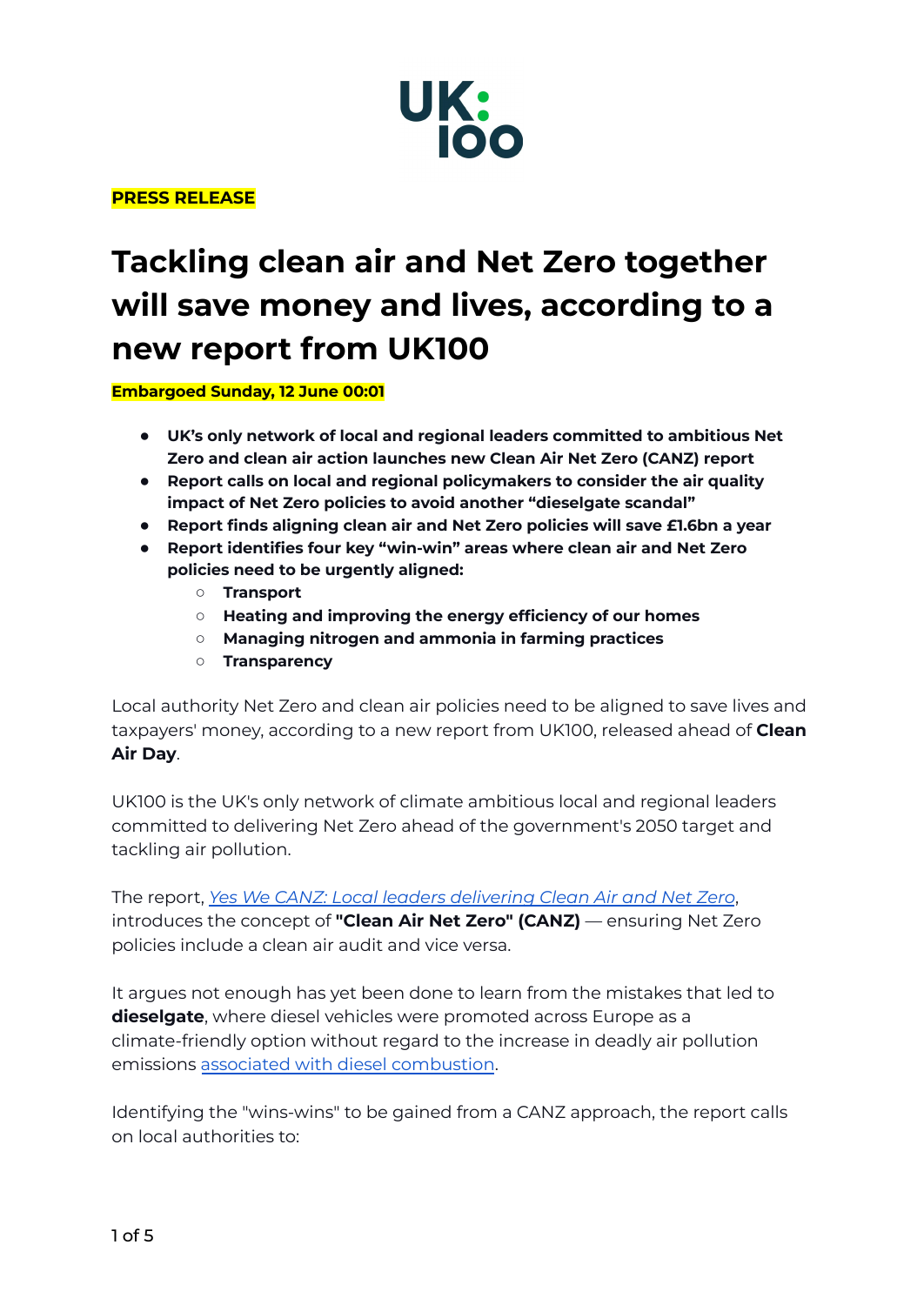UK:100

**PRESS RELEASE**

# Tackling clean air and Net Zero together will save money and lives, according to a new report from UK100

**Embargoed Sunday, 12 June 00:01**

- **UK's only network of local and regional leaders committed to ambitious Net Zero and clean air action launches new Clean Air Net Zero (CANZ) report**
- **Report calls on local and regional policymakers to consider the air quality impact of Net Zero policies to avoid another "dieselgate scandal"**
- **Report finds aligning clean air and Net Zero policies will save £1.6bn a year**
- **Report identifies four key "win-win" areas where clean air and Net Zero policies need to be urgently aligned:**
    - **Transport**
    - **Heating and improving the energy efficiency of our homes**
    - **Managing nitrogen and ammonia in farming practices**
    - **Transparency**

Local authority Net Zero and clean air policies need to be aligned to save lives and taxpayers' money, according to a new report from UK100, released ahead of **Clean Air Day**.

UK100 is the UK's only network of climate ambitious local and regional leaders committed to delivering Net Zero ahead of the government's 2050 target and tackling air pollution.

The report, *Yes We CANZ: Local leaders delivering Clean Air and Net Zero*, introduces the concept of **"Clean Air Net Zero" (CANZ)** — ensuring Net Zero policies include a clean air audit and vice versa.

It argues not enough has yet been done to learn from the mistakes that led to **dieselgate**, where diesel vehicles were promoted across Europe as a climate-friendly option without regard to the increase in deadly air pollution emissions associated with diesel combustion.

Identifying the "wins-wins" to be gained from a CANZ approach, the report calls on local authorities to: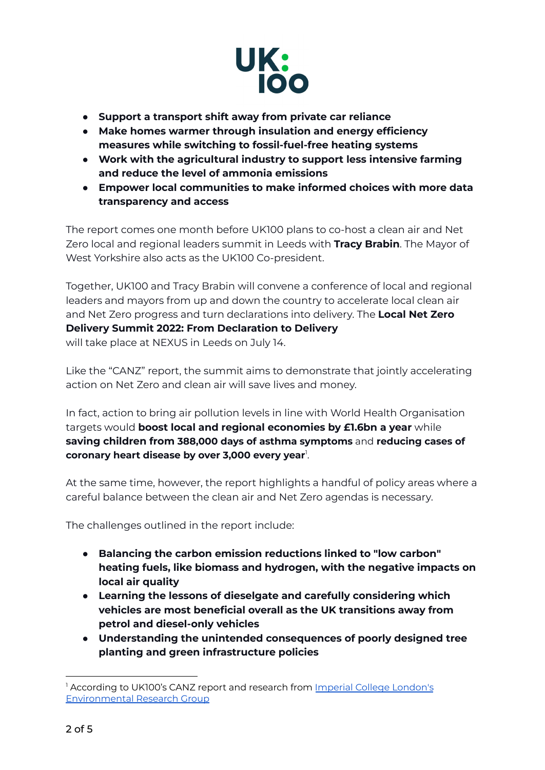- **Support a transport shift away from private car reliance**
- **Make homes warmer through insulation and energy efficiency measures while switching to fossil-fuel-free heating systems**
- **Work with the agricultural industry to support less intensive farming and reduce the level of ammonia emissions**
- **Empower local communities to make informed choices with more data transparency and access**

The report comes one month before UK100 plans to co-host a clean air and Net Zero local and regional leaders summit in Leeds with **Tracy Brabin**. The Mayor of West Yorkshire also acts as the UK100 Co-president.

Together, UK100 and Tracy Brabin will convene a conference of local and regional leaders and mayors from up and down the country to accelerate local clean air and Net Zero progress and turn declarations into delivery. The **Local Net Zero Delivery Summit 2022: From Declaration to Delivery** will take place at NEXUS in Leeds on July 14.

Like the "CANZ" report, the summit aims to demonstrate that jointly accelerating action on Net Zero and clean air will save lives and money.

In fact, action to bring air pollution levels in line with World Health Organisation targets would **boost local and regional economies by £1.6bn a year** while **saving children from 388,000 days of asthma symptoms** and **reducing cases of coronary heart disease by over 3,000 every year**[1].

At the same time, however, the report highlights a handful of policy areas where a careful balance between the clean air and Net Zero agendas is necessary.

The challenges outlined in the report include:

- **Balancing the carbon emission reductions linked to "low carbon" heating fuels, like biomass and hydrogen, with the negative impacts on local air quality**
- **Learning the lessons of dieselgate and carefully considering which vehicles are most beneficial overall as the UK transitions away from petrol and diesel-only vehicles**
- **Understanding the unintended consequences of poorly designed tree planting and green infrastructure policies**

---

[1] According to UK100's CANZ report and research from [Imperial College London's Environmental Research Group]()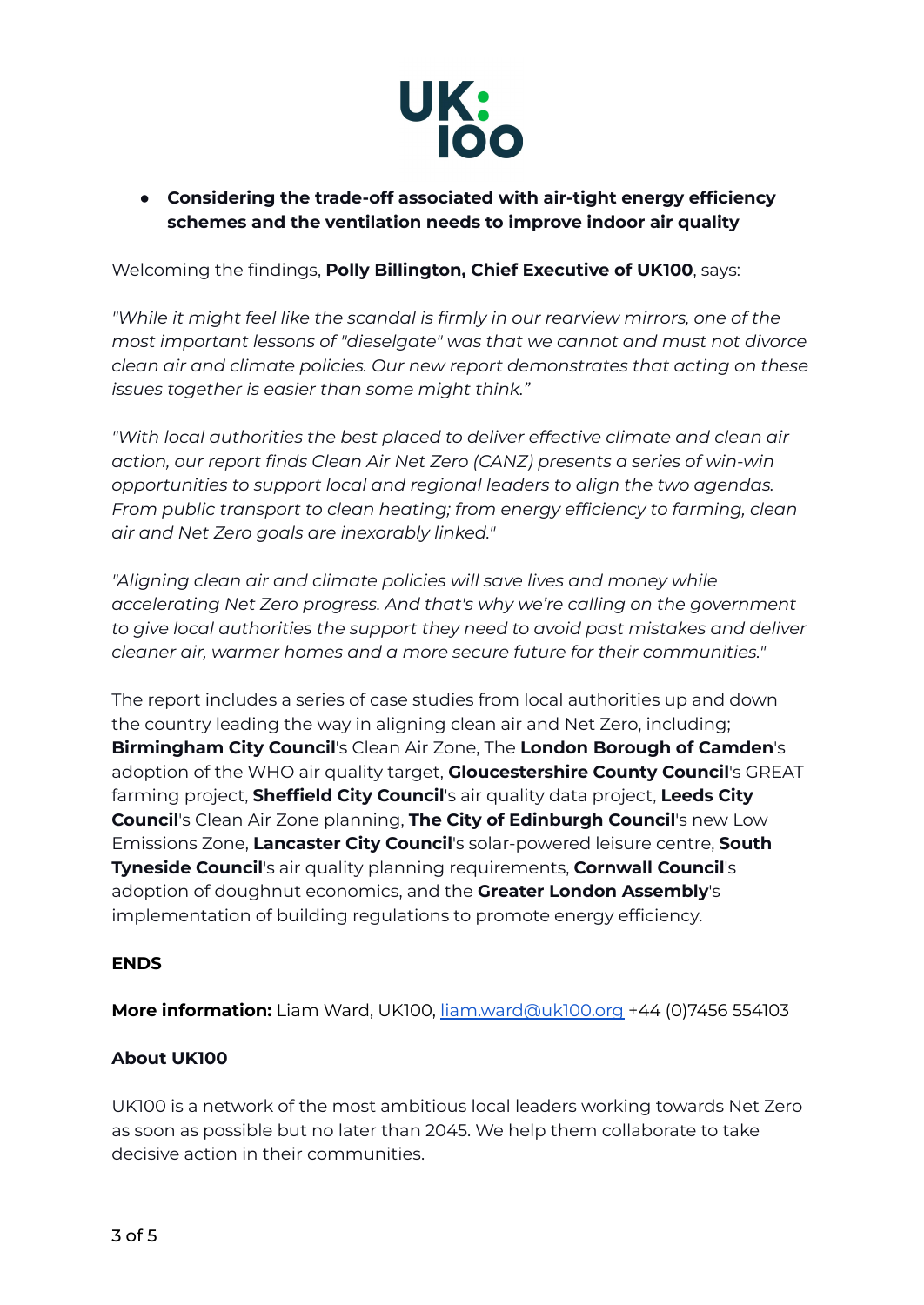- **Considering the trade-off associated with air-tight energy efficiency schemes and the ventilation needs to improve indoor air quality**

Welcoming the findings, **Polly Billington, Chief Executive of UK100**, says:

*"While it might feel like the scandal is firmly in our rearview mirrors, one of the most important lessons of "dieselgate" was that we cannot and must not divorce clean air and climate policies. Our new report demonstrates that acting on these issues together is easier than some might think."*

*"With local authorities the best placed to deliver effective climate and clean air action, our report finds Clean Air Net Zero (CANZ) presents a series of win-win opportunities to support local and regional leaders to align the two agendas. From public transport to clean heating; from energy efficiency to farming, clean air and Net Zero goals are inexorably linked."*

*"Aligning clean air and climate policies will save lives and money while accelerating Net Zero progress. And that's why we're calling on the government to give local authorities the support they need to avoid past mistakes and deliver cleaner air, warmer homes and a more secure future for their communities."*

The report includes a series of case studies from local authorities up and down the country leading the way in aligning clean air and Net Zero, including; **Birmingham City Council**'s Clean Air Zone, The **London Borough of Camden**'s adoption of the WHO air quality target, **Gloucestershire County Council**'s GREAT farming project, **Sheffield City Council**'s air quality data project, **Leeds City Council**'s Clean Air Zone planning, **The City of Edinburgh Council**'s new Low Emissions Zone, **Lancaster City Council**'s solar-powered leisure centre, **South Tyneside Council**'s air quality planning requirements, **Cornwall Council**'s adoption of doughnut economics, and the **Greater London Assembly**'s implementation of building regulations to promote energy efficiency.

**ENDS**

**More information:** Liam Ward, UK100, liam.ward@uk100.org +44 (0)7456 554103

**About UK100**

UK100 is a network of the most ambitious local leaders working towards Net Zero as soon as possible but no later than 2045. We help them collaborate to take decisive action in their communities.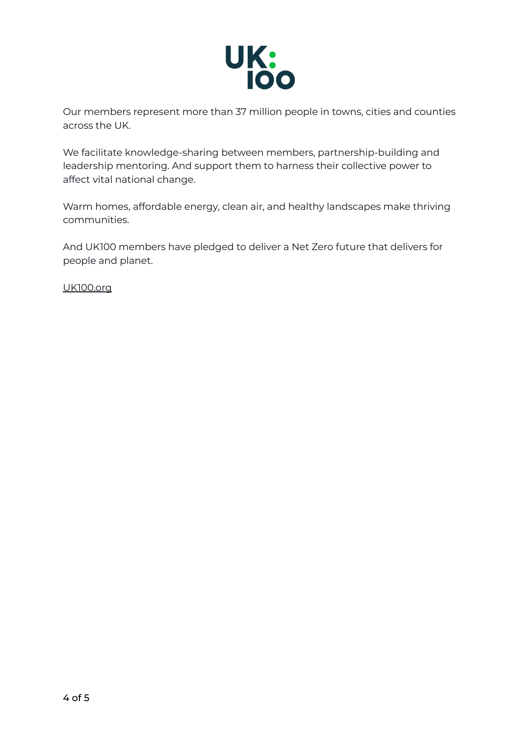Our members represent more than 37 million people in towns, cities and counties across the UK.

We facilitate knowledge-sharing between members, partnership-building and leadership mentoring. And support them to harness their collective power to affect vital national change.

Warm homes, affordable energy, clean air, and healthy landscapes make thriving communities.

And UK100 members have pledged to deliver a Net Zero future that delivers for people and planet.

UK100.org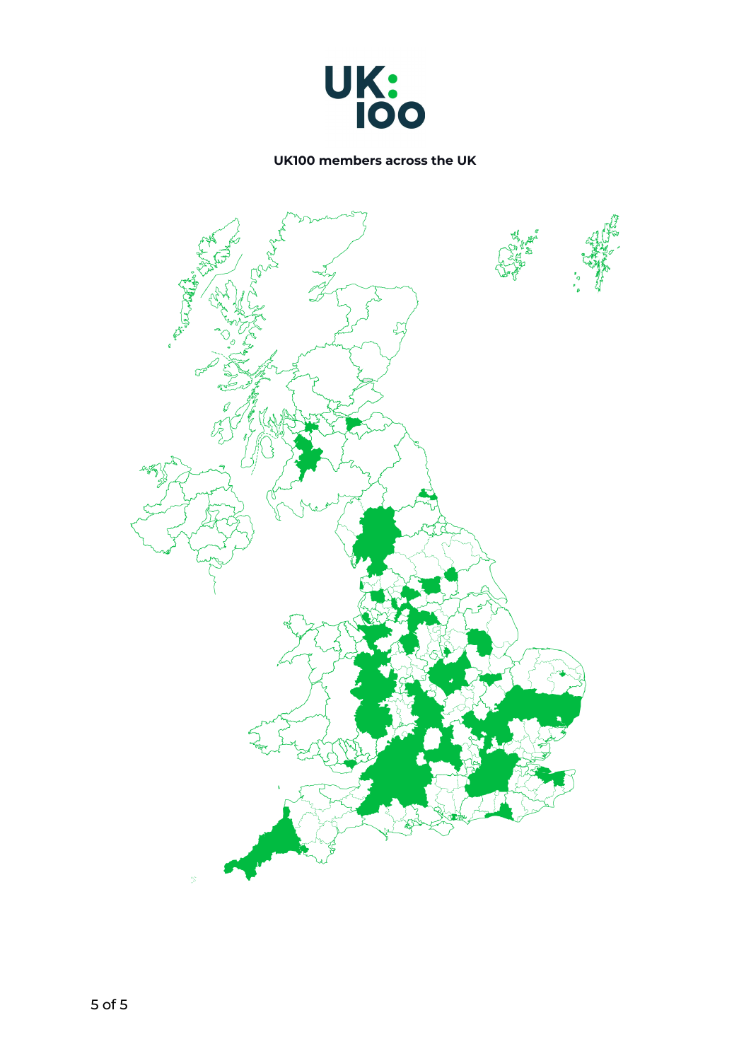**UK100 members across the UK**